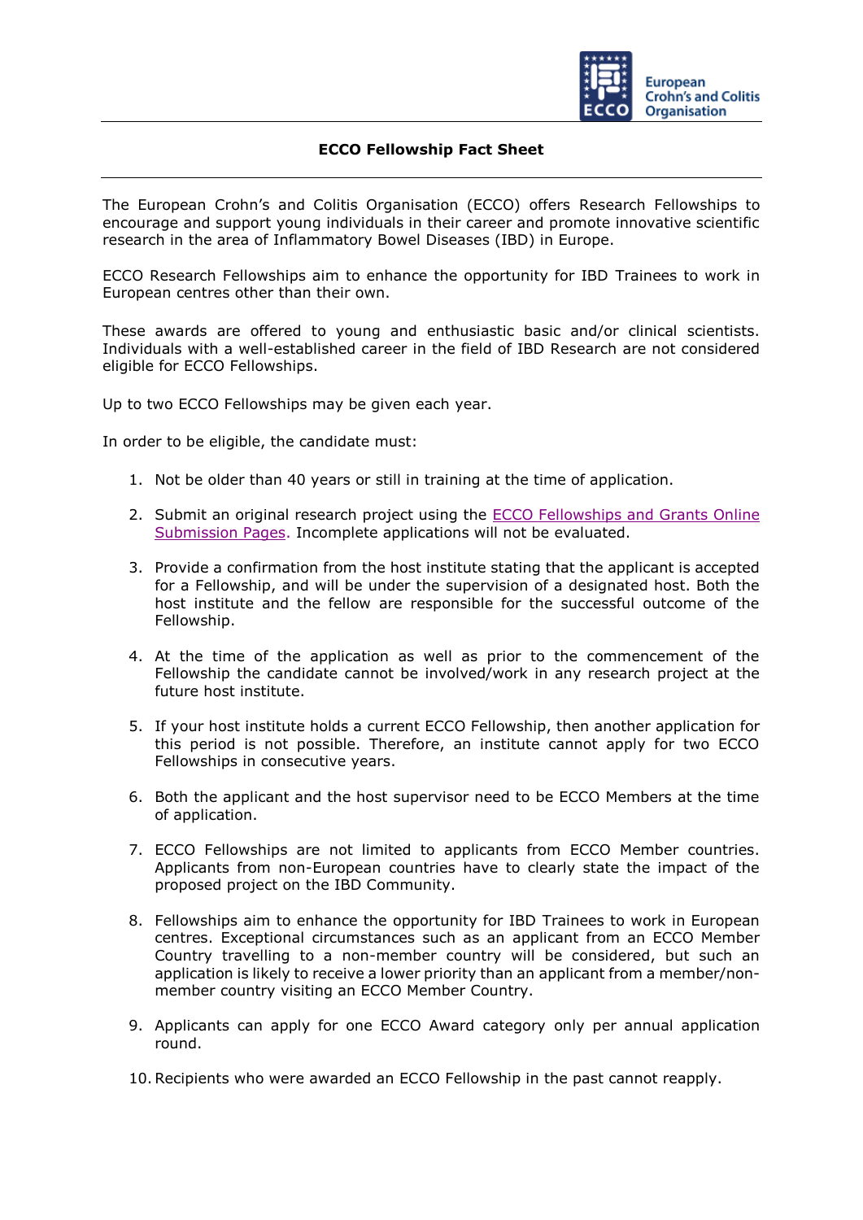# ECCO Fellowship Fact Sheet

The European Crohn's and Colitis Organisation (ECCO) offers Research Fellowships to encourage and support young individuals in their career and promote innovative scientific research in the area of Inflammatory Bowel Diseases (IBD) in Europe.

ECCO Research Fellowships aim to enhance the opportunity for IBD Trainees to work in European centres other than their own.

These awards are offered to young and enthusiastic basic and/or clinical scientists. Individuals with a well-established career in the field of IBD Research are not considered eligible for ECCO Fellowships.

Up to two ECCO Fellowships may be given each year.

In order to be eligible, the candidate must:

1. Not be older than 40 years or still in training at the time of application.
2. Submit an original research project using the [ECCO Fellowships and Grants Online Submission Pages](). Incomplete applications will not be evaluated.
3. Provide a confirmation from the host institute stating that the applicant is accepted for a Fellowship, and will be under the supervision of a designated host. Both the host institute and the fellow are responsible for the successful outcome of the Fellowship.
4. At the time of the application as well as prior to the commencement of the Fellowship the candidate cannot be involved/work in any research project at the future host institute.
5. If your host institute holds a current ECCO Fellowship, then another application for this period is not possible. Therefore, an institute cannot apply for two ECCO Fellowships in consecutive years.
6. Both the applicant and the host supervisor need to be ECCO Members at the time of application.
7. ECCO Fellowships are not limited to applicants from ECCO Member countries. Applicants from non-European countries have to clearly state the impact of the proposed project on the IBD Community.
8. Fellowships aim to enhance the opportunity for IBD Trainees to work in European centres. Exceptional circumstances such as an applicant from an ECCO Member Country travelling to a non-member country will be considered, but such an application is likely to receive a lower priority than an applicant from a member/non-member country visiting an ECCO Member Country.
9. Applicants can apply for one ECCO Award category only per annual application round.
10. Recipients who were awarded an ECCO Fellowship in the past cannot reapply.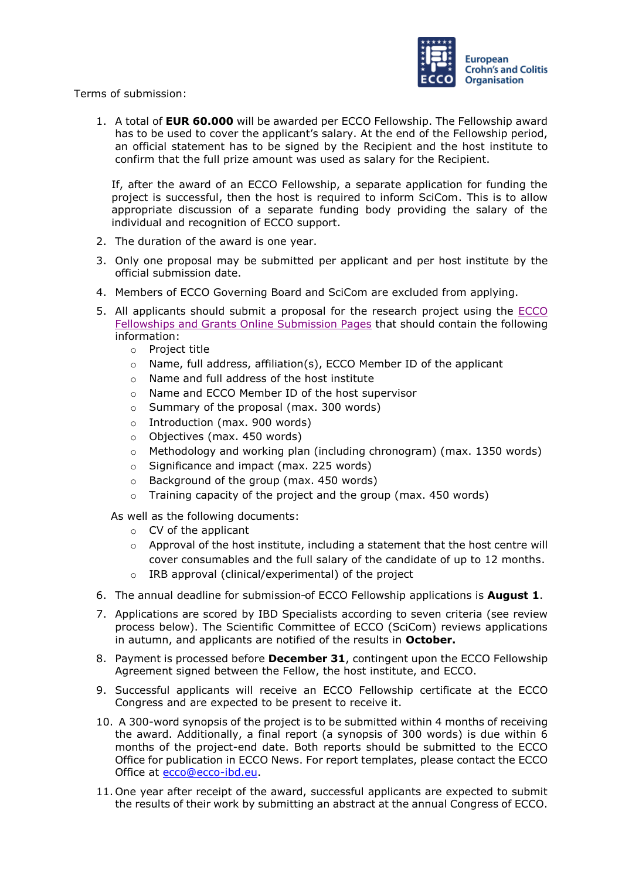Terms of submission:

1. A total of **EUR 60.000** will be awarded per ECCO Fellowship. The Fellowship award has to be used to cover the applicant's salary. At the end of the Fellowship period, an official statement has to be signed by the Recipient and the host institute to confirm that the full prize amount was used as salary for the Recipient.

   If, after the award of an ECCO Fellowship, a separate application for funding the project is successful, then the host is required to inform SciCom. This is to allow appropriate discussion of a separate funding body providing the salary of the individual and recognition of ECCO support.

2. The duration of the award is one year.
3. Only one proposal may be submitted per applicant and per host institute by the official submission date.
4. Members of ECCO Governing Board and SciCom are excluded from applying.
5. All applicants should submit a proposal for the research project using the ECCO Fellowships and Grants Online Submission Pages that should contain the following information:
   - Project title
   - Name, full address, affiliation(s), ECCO Member ID of the applicant
   - Name and full address of the host institute
   - Name and ECCO Member ID of the host supervisor
   - Summary of the proposal (max. 300 words)
   - Introduction (max. 900 words)
   - Objectives (max. 450 words)
   - Methodology and working plan (including chronogram) (max. 1350 words)
   - Significance and impact (max. 225 words)
   - Background of the group (max. 450 words)
   - Training capacity of the project and the group (max. 450 words)

   As well as the following documents:
   - CV of the applicant
   - Approval of the host institute, including a statement that the host centre will cover consumables and the full salary of the candidate of up to 12 months.
   - IRB approval (clinical/experimental) of the project

6. The annual deadline for submission of ECCO Fellowship applications is **August 1**.
7. Applications are scored by IBD Specialists according to seven criteria (see review process below). The Scientific Committee of ECCO (SciCom) reviews applications in autumn, and applicants are notified of the results in **October.**
8. Payment is processed before **December 31**, contingent upon the ECCO Fellowship Agreement signed between the Fellow, the host institute, and ECCO.
9. Successful applicants will receive an ECCO Fellowship certificate at the ECCO Congress and are expected to be present to receive it.
10. A 300-word synopsis of the project is to be submitted within 4 months of receiving the award. Additionally, a final report (a synopsis of 300 words) is due within 6 months of the project-end date. Both reports should be submitted to the ECCO Office for publication in ECCO News. For report templates, please contact the ECCO Office at ecco@ecco-ibd.eu.
11. One year after receipt of the award, successful applicants are expected to submit the results of their work by submitting an abstract at the annual Congress of ECCO.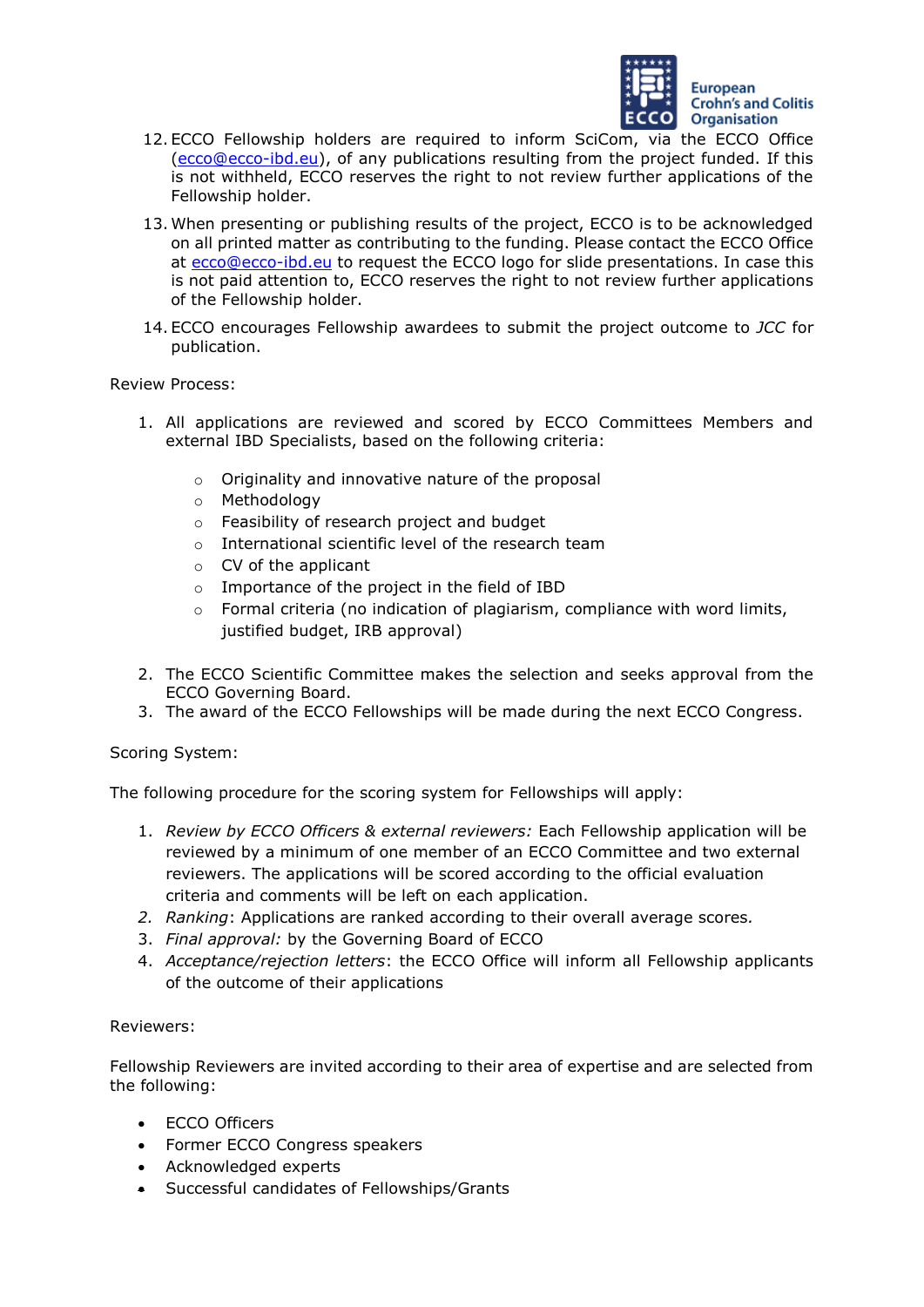12. ECCO Fellowship holders are required to inform SciCom, via the ECCO Office (ecco@ecco-ibd.eu), of any publications resulting from the project funded. If this is not withheld, ECCO reserves the right to not review further applications of the Fellowship holder.
13. When presenting or publishing results of the project, ECCO is to be acknowledged on all printed matter as contributing to the funding. Please contact the ECCO Office at ecco@ecco-ibd.eu to request the ECCO logo for slide presentations. In case this is not paid attention to, ECCO reserves the right to not review further applications of the Fellowship holder.
14. ECCO encourages Fellowship awardees to submit the project outcome to *JCC* for publication.

Review Process:

1. All applications are reviewed and scored by ECCO Committees Members and external IBD Specialists, based on the following criteria:
   - Originality and innovative nature of the proposal
   - Methodology
   - Feasibility of research project and budget
   - International scientific level of the research team
   - CV of the applicant
   - Importance of the project in the field of IBD
   - Formal criteria (no indication of plagiarism, compliance with word limits, justified budget, IRB approval)
2. The ECCO Scientific Committee makes the selection and seeks approval from the ECCO Governing Board.
3. The award of the ECCO Fellowships will be made during the next ECCO Congress.

Scoring System:

The following procedure for the scoring system for Fellowships will apply:

1. *Review by ECCO Officers & external reviewers:* Each Fellowship application will be reviewed by a minimum of one member of an ECCO Committee and two external reviewers. The applications will be scored according to the official evaluation criteria and comments will be left on each application.
2. *Ranking*: Applications are ranked according to their overall average scores.
3. *Final approval:* by the Governing Board of ECCO
4. *Acceptance/rejection letters*: the ECCO Office will inform all Fellowship applicants of the outcome of their applications

Reviewers:

Fellowship Reviewers are invited according to their area of expertise and are selected from the following:

- ECCO Officers
- Former ECCO Congress speakers
- Acknowledged experts
- Successful candidates of Fellowships/Grants